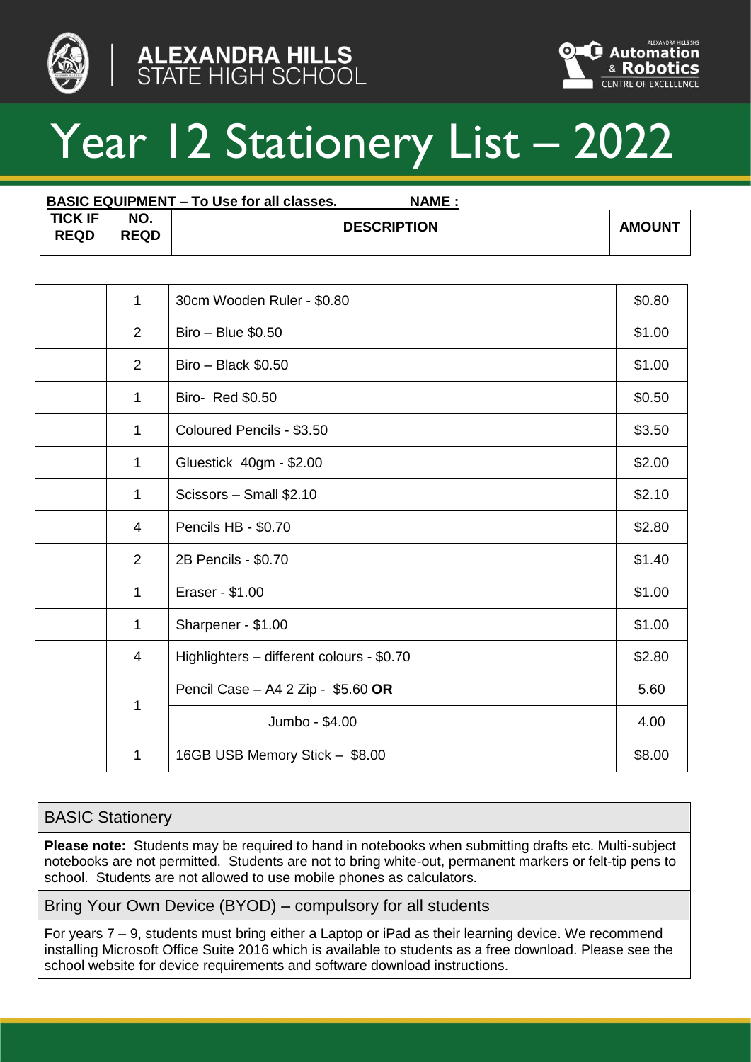ALEXANDRA HILLS STATE HIGH SCHOOL

Automation & Robotics CENTRE OF EXCELLENCE

# Year 12 Stationery List – 2022

**BASIC EQUIPMENT – To Use for all classes.** **NAME :**

| TICK IF REQD | NO. REQD | DESCRIPTION | AMOUNT |
|---|---|---|---|
| | 1 | 30cm Wooden Ruler - $0.80 | $0.80 |
| | 2 | Biro – Blue $0.50 | $1.00 |
| | 2 | Biro – Black $0.50 | $1.00 |
| | 1 | Biro- Red $0.50 | $0.50 |
| | 1 | Coloured Pencils - $3.50 | $3.50 |
| | 1 | Gluestick 40gm - $2.00 | $2.00 |
| | 1 | Scissors – Small $2.10 | $2.10 |
| | 4 | Pencils HB - $0.70 | $2.80 |
| | 2 | 2B Pencils - $0.70 | $1.40 |
| | 1 | Eraser - $1.00 | $1.00 |
| | 1 | Sharpener - $1.00 | $1.00 |
| | 4 | Highlighters – different colours - $0.70 | $2.80 |
| | 1 | Pencil Case – A4 2 Zip - $5.60 **OR** | 5.60 |
| | | Jumbo - $4.00 | 4.00 |
| | 1 | 16GB USB Memory Stick – $8.00 | $8.00 |

## BASIC Stationery

**Please note:** Students may be required to hand in notebooks when submitting drafts etc. Multi-subject notebooks are not permitted. Students are not to bring white-out, permanent markers or felt-tip pens to school. Students are not allowed to use mobile phones as calculators.

## Bring Your Own Device (BYOD) – compulsory for all students

For years 7 – 9, students must bring either a Laptop or iPad as their learning device. We recommend installing Microsoft Office Suite 2016 which is available to students as a free download. Please see the school website for device requirements and software download instructions.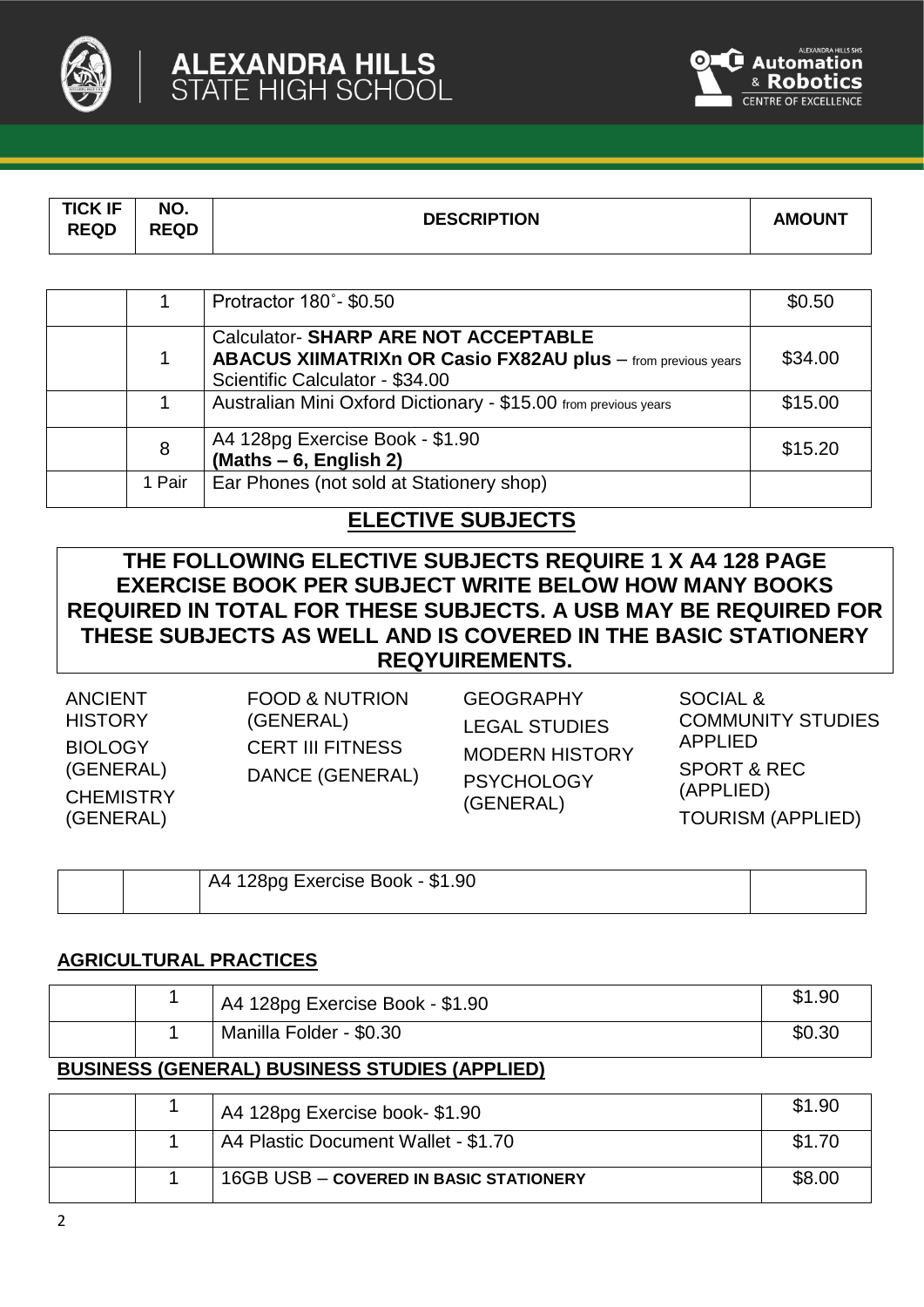| TICK IF REQD | NO. REQD | DESCRIPTION | AMOUNT |
|---|---|---|---|
| | 1 | Protractor 180˚- $0.50 | $0.50 |
| | 1 | Calculator- **SHARP ARE NOT ACCEPTABLE** **ABACUS XIIMATRIXn OR Casio FX82AU plus** – from previous years Scientific Calculator - $34.00 | $34.00 |
| | 1 | Australian Mini Oxford Dictionary - $15.00 from previous years | $15.00 |
| | 8 | A4 128pg Exercise Book - $1.90 **(Maths – 6, English 2)** | $15.20 |
| | 1 Pair | Ear Phones (not sold at Stationery shop) | |

## ELECTIVE SUBJECTS

**THE FOLLOWING ELECTIVE SUBJECTS REQUIRE 1 X A4 128 PAGE EXERCISE BOOK PER SUBJECT WRITE BELOW HOW MANY BOOKS REQUIRED IN TOTAL FOR THESE SUBJECTS. A USB MAY BE REQUIRED FOR THESE SUBJECTS AS WELL AND IS COVERED IN THE BASIC STATIONERY REQYUIREMENTS.**

- ANCIENT HISTORY
- BIOLOGY (GENERAL)
- CHEMISTRY (GENERAL)
- FOOD & NUTRION (GENERAL)
- CERT III FITNESS
- DANCE (GENERAL)
- GEOGRAPHY
- LEGAL STUDIES
- MODERN HISTORY
- PSYCHOLOGY (GENERAL)
- SOCIAL & COMMUNITY STUDIES APPLIED
- SPORT & REC (APPLIED)
- TOURISM (APPLIED)

| | | | |
|---|---|---|---|
| | | A4 128pg Exercise Book - $1.90 | |

### AGRICULTURAL PRACTICES

| | | | |
|---|---|---|---|
| | 1 | A4 128pg Exercise Book - $1.90 | $1.90 |
| | 1 | Manilla Folder - $0.30 | $0.30 |

### BUSINESS (GENERAL) BUSINESS STUDIES (APPLIED)

| | | | |
|---|---|---|---|
| | 1 | A4 128pg Exercise book- $1.90 | $1.90 |
| | 1 | A4 Plastic Document Wallet - $1.70 | $1.70 |
| | 1 | 16GB USB – **COVERED IN BASIC STATIONERY** | $8.00 |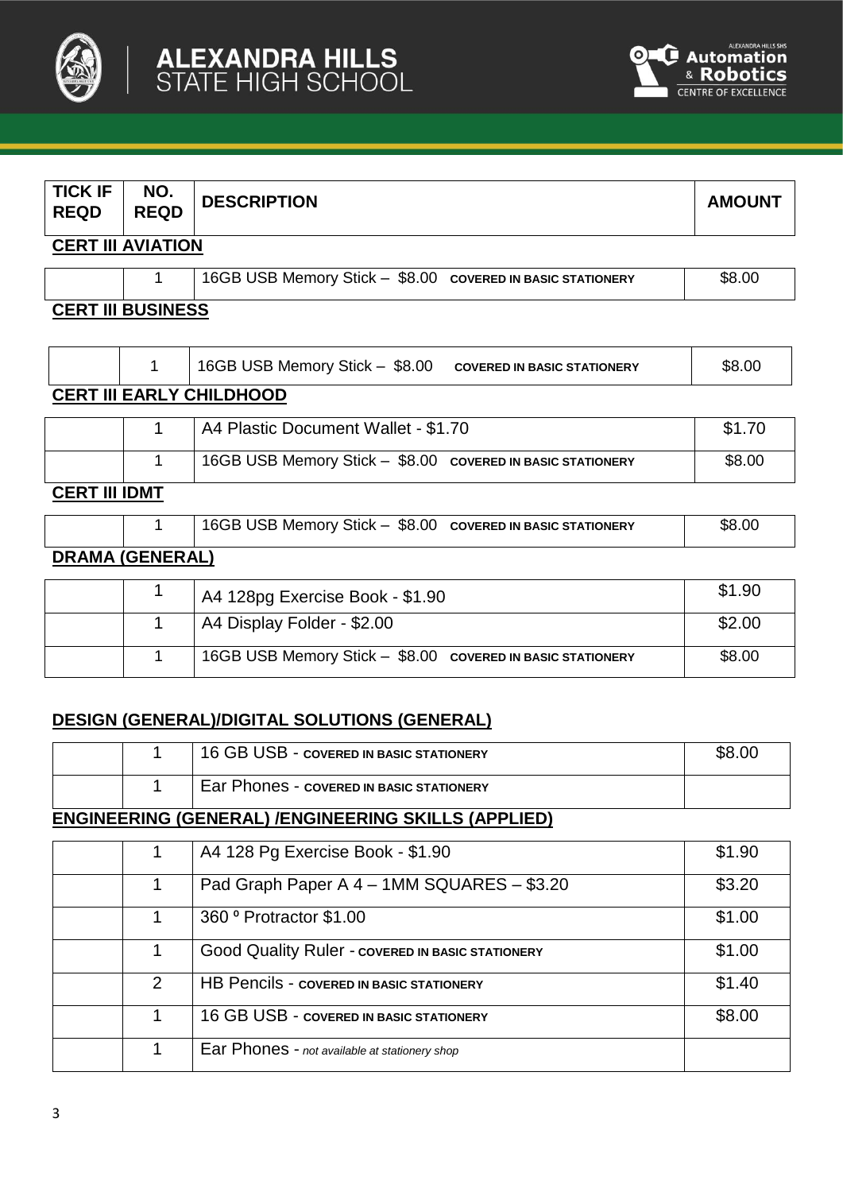| TICK IF REQD | NO. REQD | DESCRIPTION | AMOUNT |
|---|---|---|---|

**CERT III AVIATION**

| TICK IF REQD | NO. REQD | DESCRIPTION | AMOUNT |
|---|---|---|---|
| | 1 | 16GB USB Memory Stick – $8.00 **COVERED IN BASIC STATIONERY** | $8.00 |

**CERT III BUSINESS**

| TICK IF REQD | NO. REQD | DESCRIPTION | AMOUNT |
|---|---|---|---|
| | 1 | 16GB USB Memory Stick – $8.00 **COVERED IN BASIC STATIONERY** | $8.00 |

**CERT III EARLY CHILDHOOD**

| TICK IF REQD | NO. REQD | DESCRIPTION | AMOUNT |
|---|---|---|---|
| | 1 | A4 Plastic Document Wallet - $1.70 | $1.70 |
| | 1 | 16GB USB Memory Stick – $8.00 **COVERED IN BASIC STATIONERY** | $8.00 |

**CERT III IDMT**

| TICK IF REQD | NO. REQD | DESCRIPTION | AMOUNT |
|---|---|---|---|
| | 1 | 16GB USB Memory Stick – $8.00 **COVERED IN BASIC STATIONERY** | $8.00 |

**DRAMA (GENERAL)**

| TICK IF REQD | NO. REQD | DESCRIPTION | AMOUNT |
|---|---|---|---|
| | 1 | A4 128pg Exercise Book - $1.90 | $1.90 |
| | 1 | A4 Display Folder - $2.00 | $2.00 |
| | 1 | 16GB USB Memory Stick – $8.00 **COVERED IN BASIC STATIONERY** | $8.00 |

**DESIGN (GENERAL)/DIGITAL SOLUTIONS (GENERAL)**

| TICK IF REQD | NO. REQD | DESCRIPTION | AMOUNT |
|---|---|---|---|
| | 1 | 16 GB USB - **COVERED IN BASIC STATIONERY** | $8.00 |
| | 1 | Ear Phones - **COVERED IN BASIC STATIONERY** | |

**ENGINEERING (GENERAL) /ENGINEERING SKILLS (APPLIED)**

| TICK IF REQD | NO. REQD | DESCRIPTION | AMOUNT |
|---|---|---|---|
| | 1 | A4 128 Pg Exercise Book - $1.90 | $1.90 |
| | 1 | Pad Graph Paper A 4 – 1MM SQUARES – $3.20 | $3.20 |
| | 1 | 360 º Protractor $1.00 | $1.00 |
| | 1 | Good Quality Ruler - **COVERED IN BASIC STATIONERY** | $1.00 |
| | 2 | HB Pencils - **COVERED IN BASIC STATIONERY** | $1.40 |
| | 1 | 16 GB USB - **COVERED IN BASIC STATIONERY** | $8.00 |
| | 1 | Ear Phones - *not available at stationery shop* | |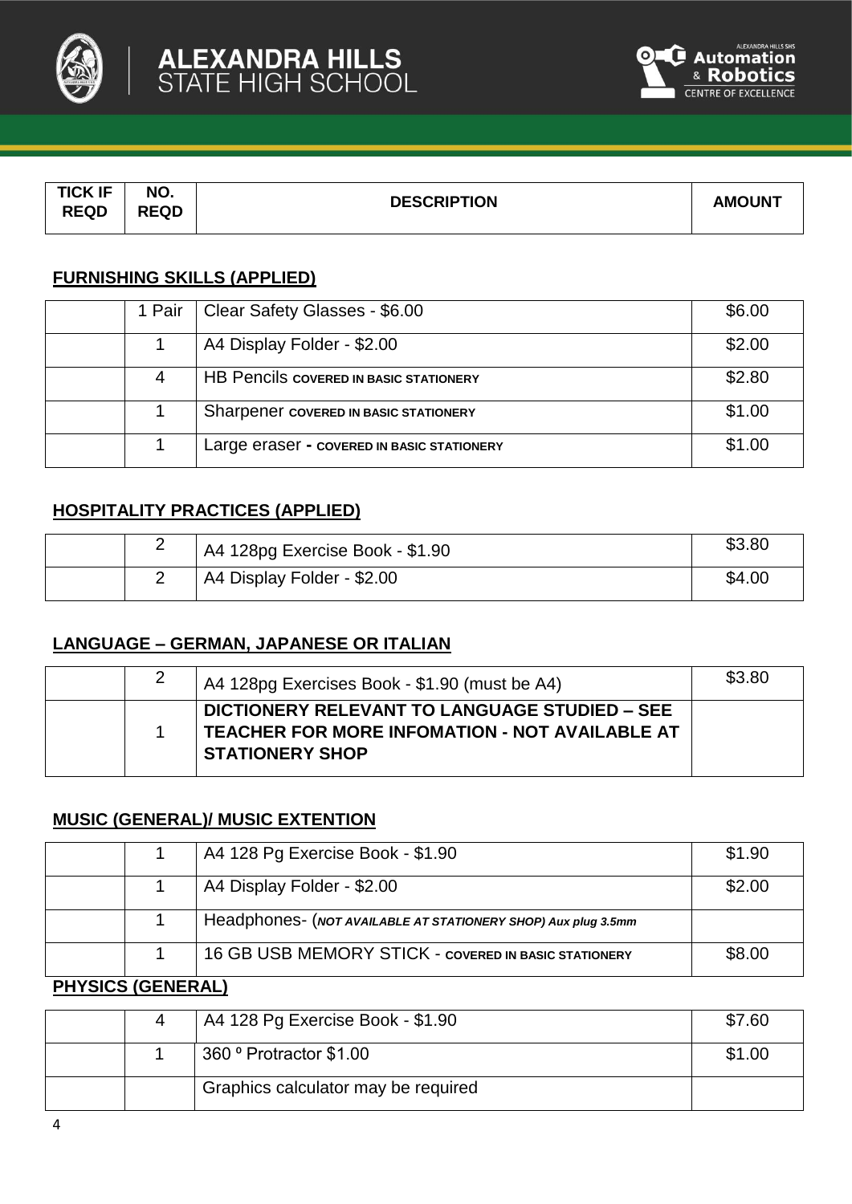| TICK IF REQD | NO. REQD | DESCRIPTION | AMOUNT |
|---|---|---|---|

## FURNISHING SKILLS (APPLIED)

| | | | |
|---|---|---|---|
| | 1 Pair | Clear Safety Glasses - $6.00 | $6.00 |
| | 1 | A4 Display Folder - $2.00 | $2.00 |
| | 4 | HB Pencils **COVERED IN BASIC STATIONERY** | $2.80 |
| | 1 | Sharpener **COVERED IN BASIC STATIONERY** | $1.00 |
| | 1 | Large eraser **- COVERED IN BASIC STATIONERY** | $1.00 |

## HOSPITALITY PRACTICES (APPLIED)

| | | | |
|---|---|---|---|
| | 2 | A4 128pg Exercise Book - $1.90 | $3.80 |
| | 2 | A4 Display Folder - $2.00 | $4.00 |

## LANGUAGE – GERMAN, JAPANESE OR ITALIAN

| | | | |
|---|---|---|---|
| | 2 | A4 128pg Exercises Book - $1.90 (must be A4) | $3.80 |
| | 1 | **DICTIONERY RELEVANT TO LANGUAGE STUDIED – SEE TEACHER FOR MORE INFOMATION - NOT AVAILABLE AT STATIONERY SHOP** | |

## MUSIC (GENERAL)/ MUSIC EXTENTION

| | | | |
|---|---|---|---|
| | 1 | A4 128 Pg Exercise Book - $1.90 | $1.90 |
| | 1 | A4 Display Folder - $2.00 | $2.00 |
| | 1 | Headphones- (***NOT AVAILABLE AT STATIONERY SHOP) Aux plug 3.5mm*** | |
| | 1 | 16 GB USB MEMORY STICK - **COVERED IN BASIC STATIONERY** | $8.00 |

## PHYSICS (GENERAL)

| | | | |
|---|---|---|---|
| | 4 | A4 128 Pg Exercise Book - $1.90 | $7.60 |
| | 1 | 360 º Protractor $1.00 | $1.00 |
| | | Graphics calculator may be required | |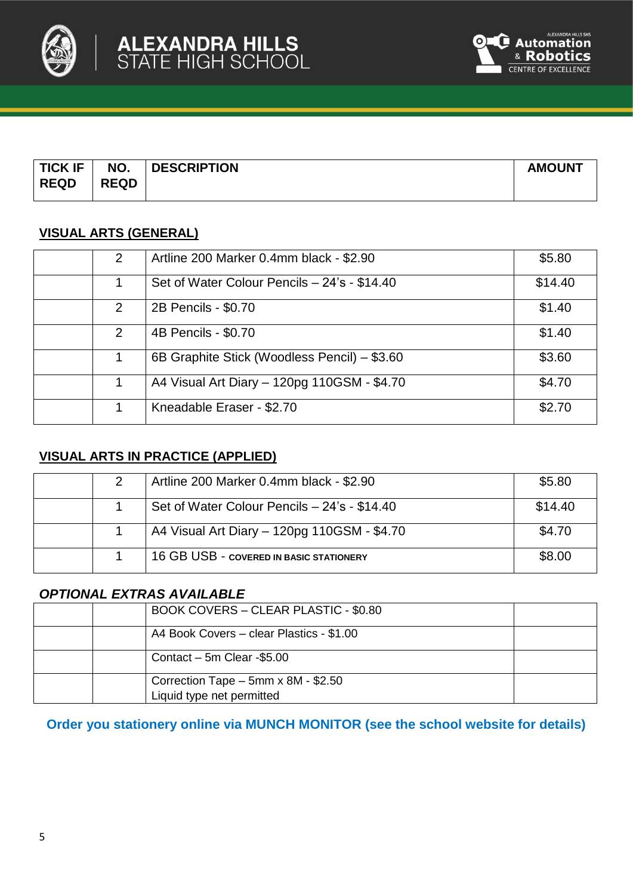| TICK IF REQD | NO. REQD | DESCRIPTION | AMOUNT |
|---|---|---|---|

## VISUAL ARTS (GENERAL)

| | | | |
|---|---|---|---|
| | 2 | Artline 200 Marker 0.4mm black - $2.90 | $5.80 |
| | 1 | Set of Water Colour Pencils – 24's - $14.40 | $14.40 |
| | 2 | 2B Pencils - $0.70 | $1.40 |
| | 2 | 4B Pencils - $0.70 | $1.40 |
| | 1 | 6B Graphite Stick (Woodless Pencil) – $3.60 | $3.60 |
| | 1 | A4 Visual Art Diary – 120pg 110GSM - $4.70 | $4.70 |
| | 1 | Kneadable Eraser - $2.70 | $2.70 |

## VISUAL ARTS IN PRACTICE (APPLIED)

| | | | |
|---|---|---|---|
| | 2 | Artline 200 Marker 0.4mm black - $2.90 | $5.80 |
| | 1 | Set of Water Colour Pencils – 24's - $14.40 | $14.40 |
| | 1 | A4 Visual Art Diary – 120pg 110GSM - $4.70 | $4.70 |
| | 1 | 16 GB USB - **COVERED IN BASIC STATIONERY** | $8.00 |

### *OPTIONAL EXTRAS AVAILABLE*

| | | | |
|---|---|---|---|
| | | BOOK COVERS – CLEAR PLASTIC - $0.80 | |
| | | A4 Book Covers – clear Plastics - $1.00 | |
| | | Contact – 5m Clear -$5.00 | |
| | | Correction Tape – 5mm x 8M - $2.50<br>Liquid type net permitted | |

**Order you stationery online via MUNCH MONITOR (see the school website for details)**